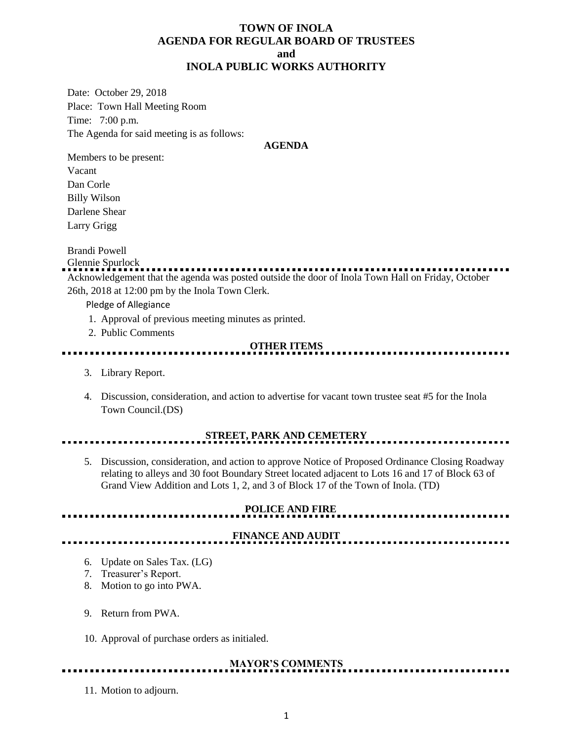# TOWN OF INOLA
## AGENDA FOR REGULAR BOARD OF TRUSTEES
## and
## INOLA PUBLIC WORKS AUTHORITY

Date: October 29, 2018

Place: Town Hall Meeting Room

Time: 7:00 p.m.

The Agenda for said meeting is as follows:

**AGENDA**

Members to be present:

Vacant

Dan Corle

Billy Wilson

Darlene Shear

Larry Grigg

Brandi Powell

Glennie Spurlock

---

Acknowledgement that the agenda was posted outside the door of Inola Town Hall on Friday, October 26th, 2018 at 12:00 pm by the Inola Town Clerk.

Pledge of Allegiance

1. Approval of previous meeting minutes as printed.
2. Public Comments

**OTHER ITEMS**

3. Library Report.
4. Discussion, consideration, and action to advertise for vacant town trustee seat #5 for the Inola Town Council.(DS)

**STREET, PARK AND CEMETERY**

5. Discussion, consideration, and action to approve Notice of Proposed Ordinance Closing Roadway relating to alleys and 30 foot Boundary Street located adjacent to Lots 16 and 17 of Block 63 of Grand View Addition and Lots 1, 2, and 3 of Block 17 of the Town of Inola. (TD)

**POLICE AND FIRE**

**FINANCE AND AUDIT**

6. Update on Sales Tax. (LG)
7. Treasurer's Report.
8. Motion to go into PWA.
9. Return from PWA.
10. Approval of purchase orders as initialed.

**MAYOR'S COMMENTS**

11. Motion to adjourn.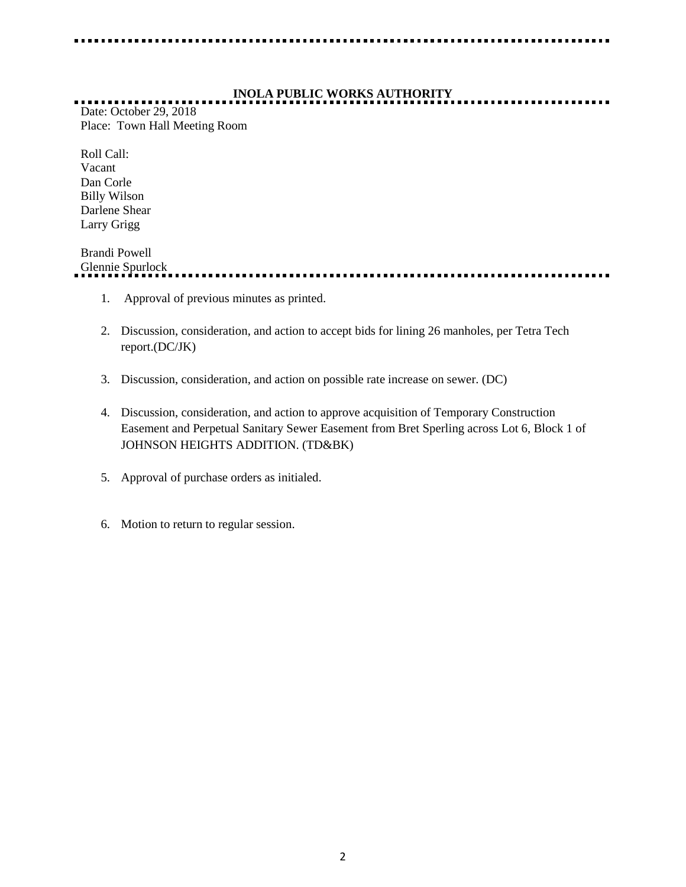## INOLA PUBLIC WORKS AUTHORITY

Date: October 29, 2018
Place: Town Hall Meeting Room

Roll Call:
Vacant
Dan Corle
Billy Wilson
Darlene Shear
Larry Grigg

Brandi Powell
Glennie Spurlock

1. Approval of previous minutes as printed.

2. Discussion, consideration, and action to accept bids for lining 26 manholes, per Tetra Tech report.(DC/JK)

3. Discussion, consideration, and action on possible rate increase on sewer. (DC)

4. Discussion, consideration, and action to approve acquisition of Temporary Construction Easement and Perpetual Sanitary Sewer Easement from Bret Sperling across Lot 6, Block 1 of JOHNSON HEIGHTS ADDITION. (TD&BK)

5. Approval of purchase orders as initialed.

6. Motion to return to regular session.